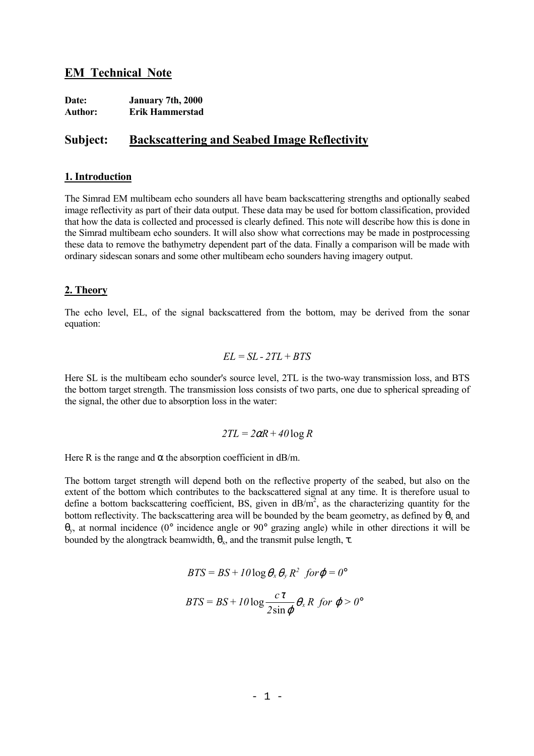# EM Technical Note

**Date:** January 7th, 2000
**Author:** Erik Hammerstad

## Subject: Backscattering and Seabed Image Reflectivity

### 1. Introduction

The Simrad EM multibeam echo sounders all have beam backscattering strengths and optionally seabed image reflectivity as part of their data output. These data may be used for bottom classification, provided that how the data is collected and processed is clearly defined. This note will describe how this is done in the Simrad multibeam echo sounders. It will also show what corrections may be made in postprocessing these data to remove the bathymetry dependent part of the data. Finally a comparison will be made with ordinary sidescan sonars and some other multibeam echo sounders having imagery output.

### 2. Theory

The echo level, EL, of the signal backscattered from the bottom, may be derived from the sonar equation:

$$EL = SL - 2TL + BTS$$

Here SL is the multibeam echo sounder's source level, 2TL is the two-way transmission loss, and BTS the bottom target strength. The transmission loss consists of two parts, one due to spherical spreading of the signal, the other due to absorption loss in the water:

$$2TL = 2\alpha R + 40 \log R$$

Here R is the range and $\alpha$ the absorption coefficient in dB/m.

The bottom target strength will depend both on the reflective property of the seabed, but also on the extent of the bottom which contributes to the backscattered signal at any time. It is therefore usual to define a bottom backscattering coefficient, BS, given in dB/m$^2$, as the characterizing quantity for the bottom reflectivity. The backscattering area will be bounded by the beam geometry, as defined by $\theta_x$ and $\theta_y$, at normal incidence (0° incidence angle or 90° grazing angle) while in other directions it will be bounded by the alongtrack beamwidth, $\theta_x$, and the transmit pulse length, $\tau$.

$$BTS = BS + 10 \log \theta_x \theta_y R^2 \quad for \, \varphi = 0°$$

$$BTS = BS + 10 \log \frac{c\tau}{2 \sin \varphi} \theta_x R \quad for \, \varphi > 0°$$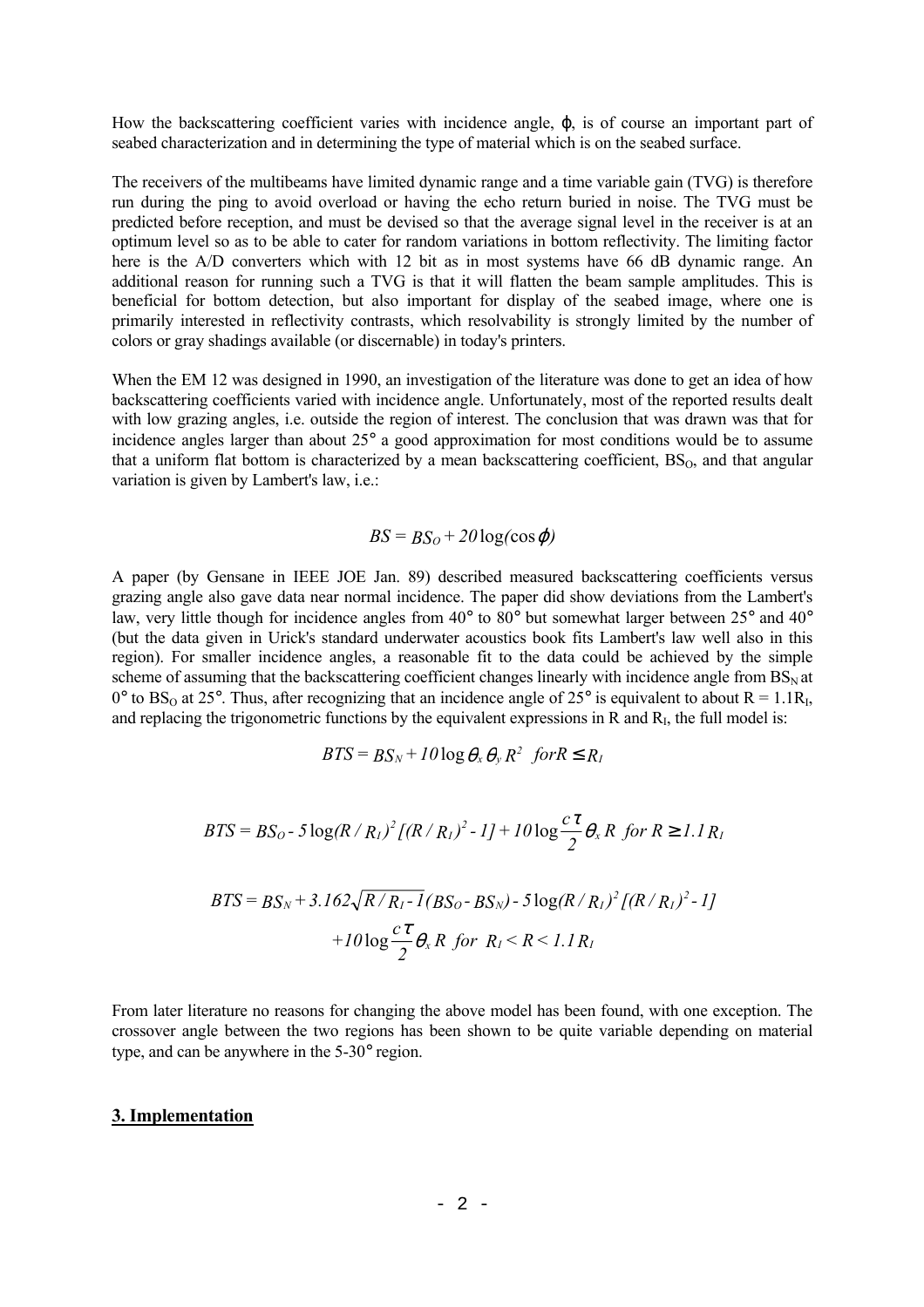How the backscattering coefficient varies with incidence angle, $\varphi$, is of course an important part of seabed characterization and in determining the type of material which is on the seabed surface.

The receivers of the multibeams have limited dynamic range and a time variable gain (TVG) is therefore run during the ping to avoid overload or having the echo return buried in noise. The TVG must be predicted before reception, and must be devised so that the average signal level in the receiver is at an optimum level so as to be able to cater for random variations in bottom reflectivity. The limiting factor here is the A/D converters which with 12 bit as in most systems have 66 dB dynamic range. An additional reason for running such a TVG is that it will flatten the beam sample amplitudes. This is beneficial for bottom detection, but also important for display of the seabed image, where one is primarily interested in reflectivity contrasts, which resolvability is strongly limited by the number of colors or gray shadings available (or discernable) in today's printers.

When the EM 12 was designed in 1990, an investigation of the literature was done to get an idea of how backscattering coefficients varied with incidence angle. Unfortunately, most of the reported results dealt with low grazing angles, i.e. outside the region of interest. The conclusion that was drawn was that for incidence angles larger than about 25° a good approximation for most conditions would be to assume that a uniform flat bottom is characterized by a mean backscattering coefficient, $BS_O$, and that angular variation is given by Lambert's law, i.e.:

$$BS = BS_O + 20\log(\cos\varphi)$$

A paper (by Gensane in IEEE JOE Jan. 89) described measured backscattering coefficients versus grazing angle also gave data near normal incidence. The paper did show deviations from the Lambert's law, very little though for incidence angles from 40° to 80° but somewhat larger between 25° and 40° (but the data given in Urick's standard underwater acoustics book fits Lambert's law well also in this region). For smaller incidence angles, a reasonable fit to the data could be achieved by the simple scheme of assuming that the backscattering coefficient changes linearly with incidence angle from $BS_N$ at 0° to $BS_O$ at 25°. Thus, after recognizing that an incidence angle of 25° is equivalent to about $R = 1.1R_I$, and replacing the trigonometric functions by the equivalent expressions in R and $R_I$, the full model is:

$$BTS = BS_N + 10\log\theta_x\theta_y R^2 \quad for R \leq R_I$$

$$BTS = BS_O - 5\log(R/R_I)^2[(R/R_I)^2 - 1] + 10\log\frac{c\tau}{2}\theta_x R \quad for\ R \geq 1.1R_I$$

$$BTS = BS_N + 3.162\sqrt{R/R_I - 1}(BS_O - BS_N) - 5\log(R/R_I)^2[(R/R_I)^2 - 1]$$
$$+10\log\frac{c\tau}{2}\theta_x R \quad for\ R_I < R < 1.1R_I$$

From later literature no reasons for changing the above model has been found, with one exception. The crossover angle between the two regions has been shown to be quite variable depending on material type, and can be anywhere in the 5-30° region.

## 3. Implementation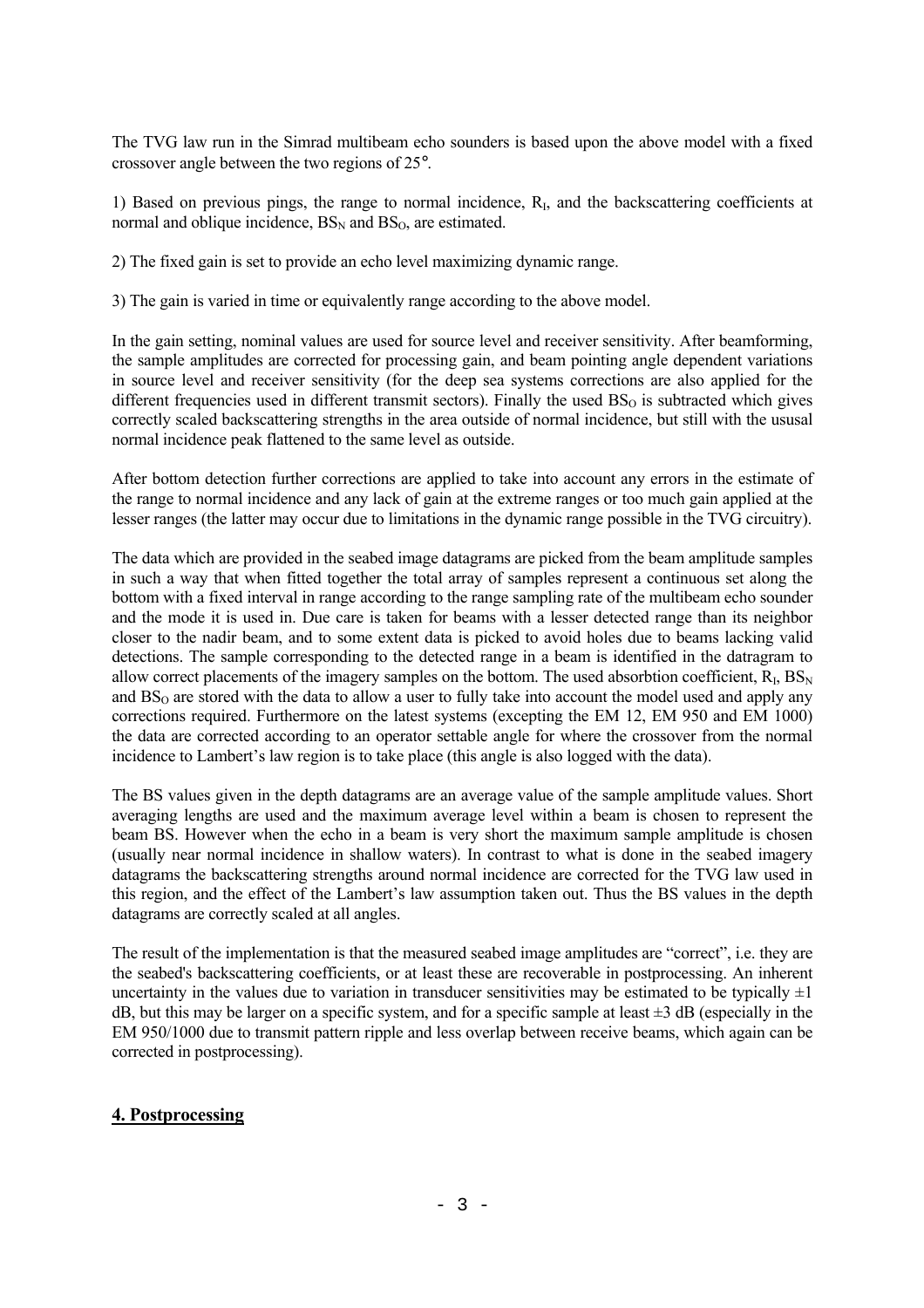The TVG law run in the Simrad multibeam echo sounders is based upon the above model with a fixed crossover angle between the two regions of 25°.

1) Based on previous pings, the range to normal incidence, $R_I$, and the backscattering coefficients at normal and oblique incidence, $BS_N$ and $BS_O$, are estimated.

2) The fixed gain is set to provide an echo level maximizing dynamic range.

3) The gain is varied in time or equivalently range according to the above model.

In the gain setting, nominal values are used for source level and receiver sensitivity. After beamforming, the sample amplitudes are corrected for processing gain, and beam pointing angle dependent variations in source level and receiver sensitivity (for the deep sea systems corrections are also applied for the different frequencies used in different transmit sectors). Finally the used $BS_O$ is subtracted which gives correctly scaled backscattering strengths in the area outside of normal incidence, but still with the ususal normal incidence peak flattened to the same level as outside.

After bottom detection further corrections are applied to take into account any errors in the estimate of the range to normal incidence and any lack of gain at the extreme ranges or too much gain applied at the lesser ranges (the latter may occur due to limitations in the dynamic range possible in the TVG circuitry).

The data which are provided in the seabed image datagrams are picked from the beam amplitude samples in such a way that when fitted together the total array of samples represent a continuous set along the bottom with a fixed interval in range according to the range sampling rate of the multibeam echo sounder and the mode it is used in. Due care is taken for beams with a lesser detected range than its neighbor closer to the nadir beam, and to some extent data is picked to avoid holes due to beams lacking valid detections. The sample corresponding to the detected range in a beam is identified in the datragram to allow correct placements of the imagery samples on the bottom. The used absorbtion coefficient, $R_I$, $BS_N$ and $BS_O$ are stored with the data to allow a user to fully take into account the model used and apply any corrections required. Furthermore on the latest systems (excepting the EM 12, EM 950 and EM 1000) the data are corrected according to an operator settable angle for where the crossover from the normal incidence to Lambert's law region is to take place (this angle is also logged with the data).

The BS values given in the depth datagrams are an average value of the sample amplitude values. Short averaging lengths are used and the maximum average level within a beam is chosen to represent the beam BS. However when the echo in a beam is very short the maximum sample amplitude is chosen (usually near normal incidence in shallow waters). In contrast to what is done in the seabed imagery datagrams the backscattering strengths around normal incidence are corrected for the TVG law used in this region, and the effect of the Lambert's law assumption taken out. Thus the BS values in the depth datagrams are correctly scaled at all angles.

The result of the implementation is that the measured seabed image amplitudes are "correct", i.e. they are the seabed's backscattering coefficients, or at least these are recoverable in postprocessing. An inherent uncertainty in the values due to variation in transducer sensitivities may be estimated to be typically ±1 dB, but this may be larger on a specific system, and for a specific sample at least ±3 dB (especially in the EM 950/1000 due to transmit pattern ripple and less overlap between receive beams, which again can be corrected in postprocessing).

## 4. Postprocessing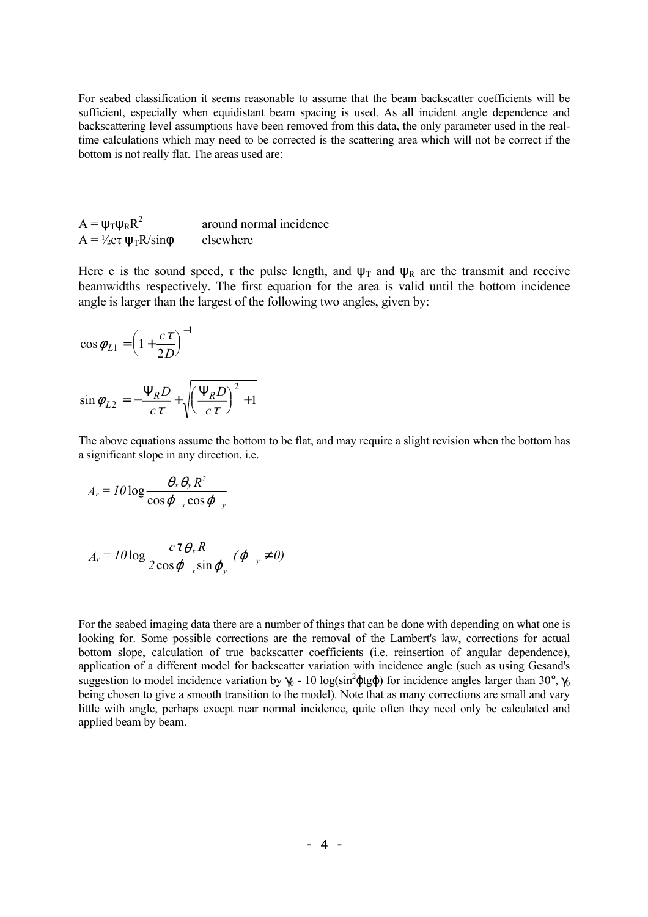For seabed classification it seems reasonable to assume that the beam backscatter coefficients will be sufficient, especially when equidistant beam spacing is used. As all incident angle dependence and backscattering level assumptions have been removed from this data, the only parameter used in the real-time calculations which may need to be corrected is the scattering area which will not be correct if the bottom is not really flat. The areas used are:

$A = \psi_T \psi_R R^2$ around normal incidence

$A = \frac{1}{2} c\tau\, \psi_T R / \sin\phi$ elsewhere

Here c is the sound speed, $\tau$ the pulse length, and $\psi_T$ and $\psi_R$ are the transmit and receive beamwidths respectively. The first equation for the area is valid until the bottom incidence angle is larger than the largest of the following two angles, given by:

$$\cos\varphi_{L1} = \left(1 + \frac{c\tau}{2D}\right)^{-1}$$

$$\sin\varphi_{L2} = -\frac{\Psi_R D}{c\tau} + \sqrt{\left(\frac{\Psi_R D}{c\tau}\right)^2 + 1}$$

The above equations assume the bottom to be flat, and may require a slight revision when the bottom has a significant slope in any direction, i.e.

$$A_r = 10\log\frac{\theta_x \theta_y R^2}{\cos\varphi_x \cos\varphi_y}$$

$$A_r = 10\log\frac{c\tau\theta_x R}{2\cos\varphi_x \sin\varphi_y} \quad (\varphi_y \neq 0)$$

For the seabed imaging data there are a number of things that can be done with depending on what one is looking for. Some possible corrections are the removal of the Lambert's law, corrections for actual bottom slope, calculation of true backscatter coefficients (i.e. reinsertion of angular dependence), application of a different model for backscatter variation with incidence angle (such as using Gesand's suggestion to model incidence variation by $\gamma_0$ - 10 log($\sin^2\varphi \mathrm{tg}\varphi$) for incidence angles larger than 30°, $\gamma_0$ being chosen to give a smooth transition to the model). Note that as many corrections are small and vary little with angle, perhaps except near normal incidence, quite often they need only be calculated and applied beam by beam.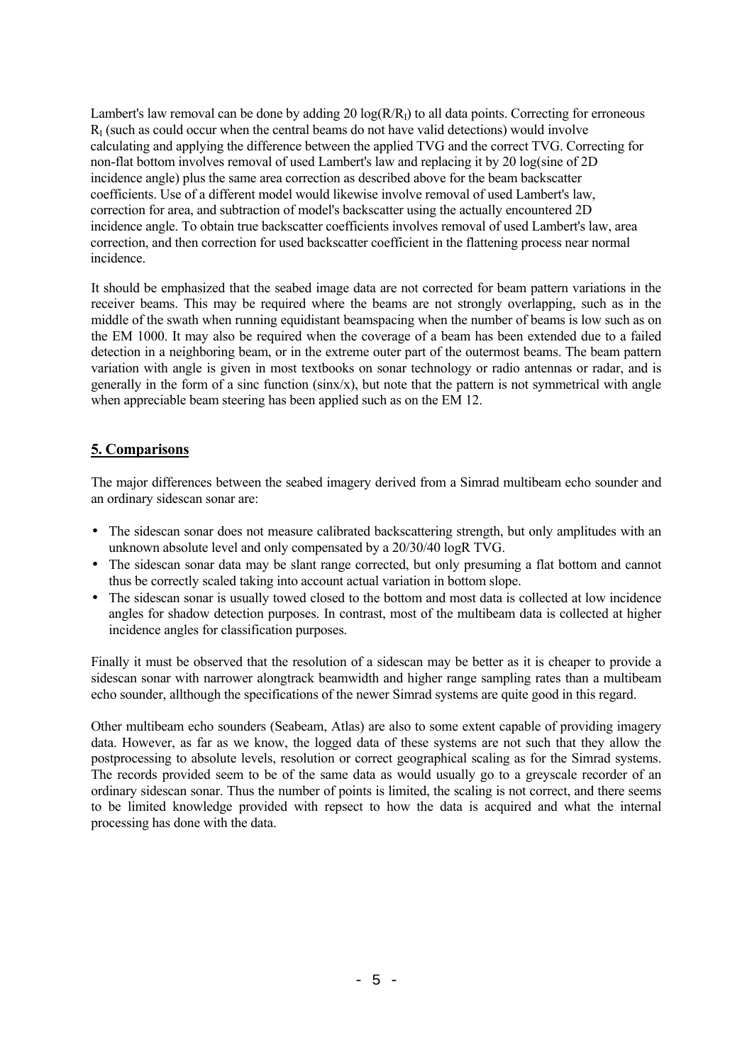Lambert's law removal can be done by adding $20 \log(R/R_I)$ to all data points. Correcting for erroneous $R_I$ (such as could occur when the central beams do not have valid detections) would involve calculating and applying the difference between the applied TVG and the correct TVG. Correcting for non-flat bottom involves removal of used Lambert's law and replacing it by 20 log(sine of 2D incidence angle) plus the same area correction as described above for the beam backscatter coefficients. Use of a different model would likewise involve removal of used Lambert's law, correction for area, and subtraction of model's backscatter using the actually encountered 2D incidence angle. To obtain true backscatter coefficients involves removal of used Lambert's law, area correction, and then correction for used backscatter coefficient in the flattening process near normal incidence.

It should be emphasized that the seabed image data are not corrected for beam pattern variations in the receiver beams. This may be required where the beams are not strongly overlapping, such as in the middle of the swath when running equidistant beamspacing when the number of beams is low such as on the EM 1000. It may also be required when the coverage of a beam has been extended due to a failed detection in a neighboring beam, or in the extreme outer part of the outermost beams. The beam pattern variation with angle is given in most textbooks on sonar technology or radio antennas or radar, and is generally in the form of a sinc function (sinx/x), but note that the pattern is not symmetrical with angle when appreciable beam steering has been applied such as on the EM 12.

## 5. Comparisons

The major differences between the seabed imagery derived from a Simrad multibeam echo sounder and an ordinary sidescan sonar are:

- The sidescan sonar does not measure calibrated backscattering strength, but only amplitudes with an unknown absolute level and only compensated by a 20/30/40 logR TVG.
- The sidescan sonar data may be slant range corrected, but only presuming a flat bottom and cannot thus be correctly scaled taking into account actual variation in bottom slope.
- The sidescan sonar is usually towed closed to the bottom and most data is collected at low incidence angles for shadow detection purposes. In contrast, most of the multibeam data is collected at higher incidence angles for classification purposes.

Finally it must be observed that the resolution of a sidescan may be better as it is cheaper to provide a sidescan sonar with narrower alongtrack beamwidth and higher range sampling rates than a multibeam echo sounder, allthough the specifications of the newer Simrad systems are quite good in this regard.

Other multibeam echo sounders (Seabeam, Atlas) are also to some extent capable of providing imagery data. However, as far as we know, the logged data of these systems are not such that they allow the postprocessing to absolute levels, resolution or correct geographical scaling as for the Simrad systems. The records provided seem to be of the same data as would usually go to a greyscale recorder of an ordinary sidescan sonar. Thus the number of points is limited, the scaling is not correct, and there seems to be limited knowledge provided with repsect to how the data is acquired and what the internal processing has done with the data.